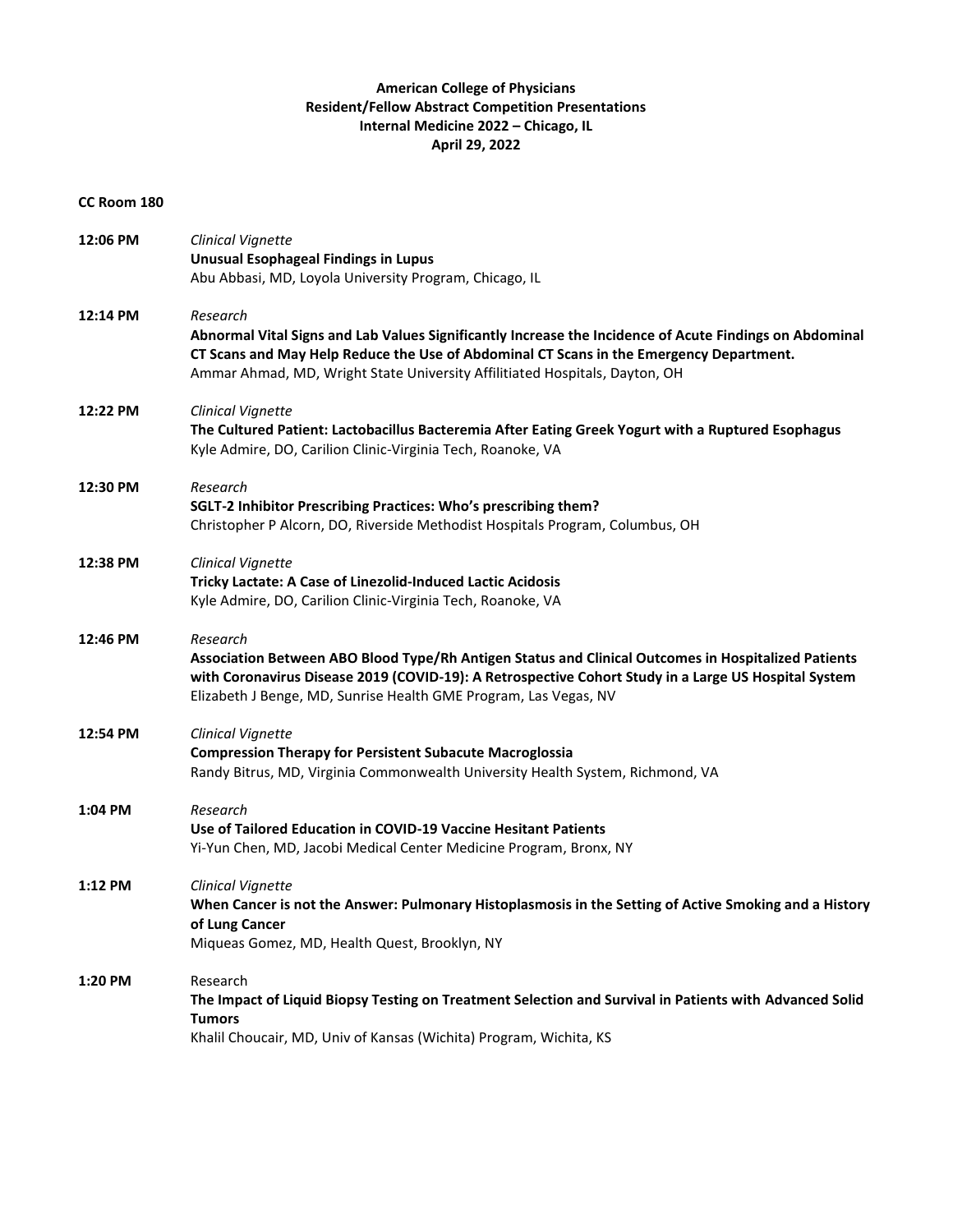**American College of Physicians**
**Resident/Fellow Abstract Competition Presentations**
**Internal Medicine 2022 – Chicago, IL**
**April 29, 2022**

**CC Room 180**

**12:06 PM**
*Clinical Vignette*
**Unusual Esophageal Findings in Lupus**
Abu Abbasi, MD, Loyola University Program, Chicago, IL

**12:14 PM**
*Research*
**Abnormal Vital Signs and Lab Values Significantly Increase the Incidence of Acute Findings on Abdominal CT Scans and May Help Reduce the Use of Abdominal CT Scans in the Emergency Department.**
Ammar Ahmad, MD, Wright State University Affilitiated Hospitals, Dayton, OH

**12:22 PM**
*Clinical Vignette*
**The Cultured Patient: Lactobacillus Bacteremia After Eating Greek Yogurt with a Ruptured Esophagus**
Kyle Admire, DO, Carilion Clinic-Virginia Tech, Roanoke, VA

**12:30 PM**
*Research*
**SGLT-2 Inhibitor Prescribing Practices: Who's prescribing them?**
Christopher P Alcorn, DO, Riverside Methodist Hospitals Program, Columbus, OH

**12:38 PM**
*Clinical Vignette*
**Tricky Lactate: A Case of Linezolid-Induced Lactic Acidosis**
Kyle Admire, DO, Carilion Clinic-Virginia Tech, Roanoke, VA

**12:46 PM**
*Research*
**Association Between ABO Blood Type/Rh Antigen Status and Clinical Outcomes in Hospitalized Patients with Coronavirus Disease 2019 (COVID-19): A Retrospective Cohort Study in a Large US Hospital System**
Elizabeth J Benge, MD, Sunrise Health GME Program, Las Vegas, NV

**12:54 PM**
*Clinical Vignette*
**Compression Therapy for Persistent Subacute Macroglossia**
Randy Bitrus, MD, Virginia Commonwealth University Health System, Richmond, VA

**1:04 PM**
*Research*
**Use of Tailored Education in COVID-19 Vaccine Hesitant Patients**
Yi-Yun Chen, MD, Jacobi Medical Center Medicine Program, Bronx, NY

**1:12 PM**
*Clinical Vignette*
**When Cancer is not the Answer: Pulmonary Histoplasmosis in the Setting of Active Smoking and a History of Lung Cancer**
Miqueas Gomez, MD, Health Quest, Brooklyn, NY

**1:20 PM**
Research
**The Impact of Liquid Biopsy Testing on Treatment Selection and Survival in Patients with Advanced Solid Tumors**
Khalil Choucair, MD, Univ of Kansas (Wichita) Program, Wichita, KS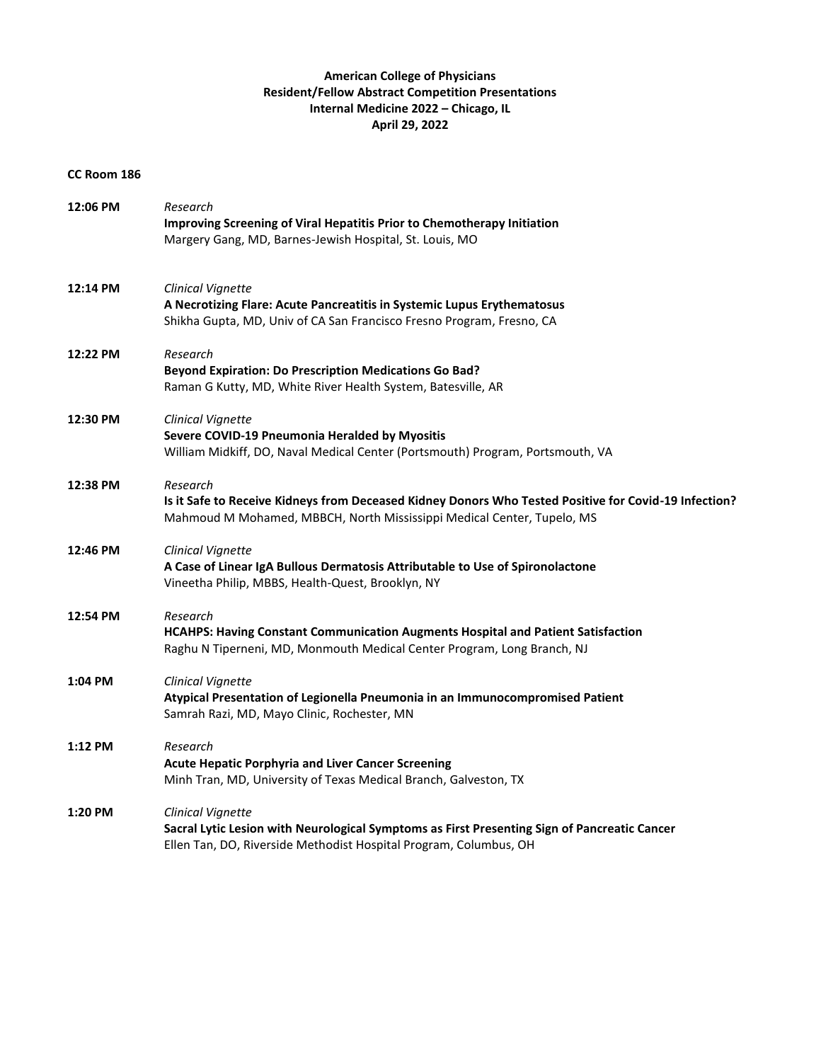**American College of Physicians**
**Resident/Fellow Abstract Competition Presentations**
**Internal Medicine 2022 – Chicago, IL**
**April 29, 2022**

**CC Room 186**

**12:06 PM** *Research*
**Improving Screening of Viral Hepatitis Prior to Chemotherapy Initiation**
Margery Gang, MD, Barnes-Jewish Hospital, St. Louis, MO

**12:14 PM** *Clinical Vignette*
**A Necrotizing Flare: Acute Pancreatitis in Systemic Lupus Erythematosus**
Shikha Gupta, MD, Univ of CA San Francisco Fresno Program, Fresno, CA

**12:22 PM** *Research*
**Beyond Expiration: Do Prescription Medications Go Bad?**
Raman G Kutty, MD, White River Health System, Batesville, AR

**12:30 PM** *Clinical Vignette*
**Severe COVID-19 Pneumonia Heralded by Myositis**
William Midkiff, DO, Naval Medical Center (Portsmouth) Program, Portsmouth, VA

**12:38 PM** *Research*
**Is it Safe to Receive Kidneys from Deceased Kidney Donors Who Tested Positive for Covid-19 Infection?**
Mahmoud M Mohamed, MBBCH, North Mississippi Medical Center, Tupelo, MS

**12:46 PM** *Clinical Vignette*
**A Case of Linear IgA Bullous Dermatosis Attributable to Use of Spironolactone**
Vineetha Philip, MBBS, Health-Quest, Brooklyn, NY

**12:54 PM** *Research*
**HCAHPS: Having Constant Communication Augments Hospital and Patient Satisfaction**
Raghu N Tiperneni, MD, Monmouth Medical Center Program, Long Branch, NJ

**1:04 PM** *Clinical Vignette*
**Atypical Presentation of Legionella Pneumonia in an Immunocompromised Patient**
Samrah Razi, MD, Mayo Clinic, Rochester, MN

**1:12 PM** *Research*
**Acute Hepatic Porphyria and Liver Cancer Screening**
Minh Tran, MD, University of Texas Medical Branch, Galveston, TX

**1:20 PM** *Clinical Vignette*
**Sacral Lytic Lesion with Neurological Symptoms as First Presenting Sign of Pancreatic Cancer**
Ellen Tan, DO, Riverside Methodist Hospital Program, Columbus, OH